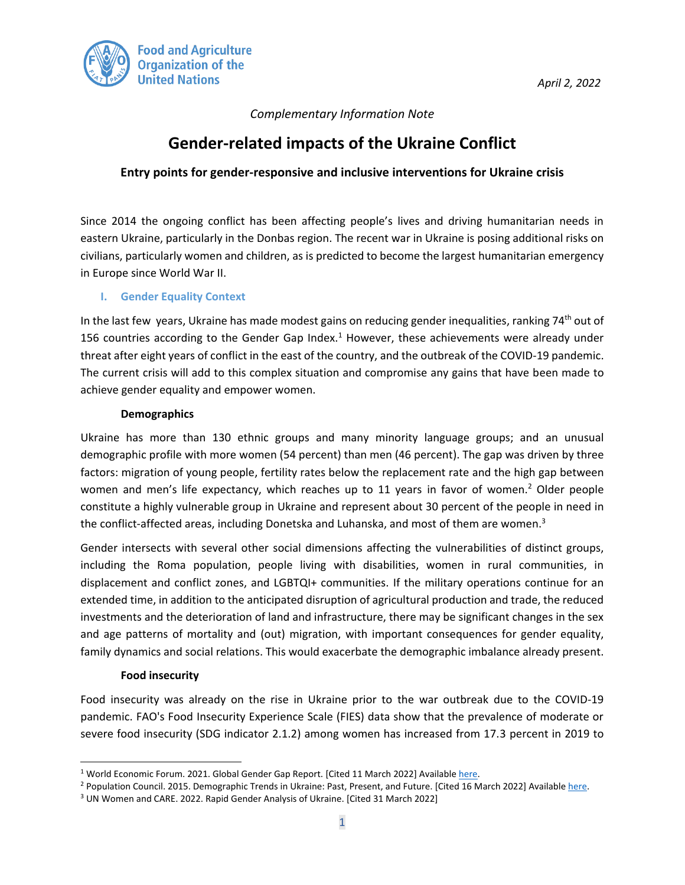Food and Agriculture Organization of the United Nations

*April 2, 2022*

*Complementary Information Note*

# Gender-related impacts of the Ukraine Conflict

### Entry points for gender-responsive and inclusive interventions for Ukraine crisis

Since 2014 the ongoing conflict has been affecting people's lives and driving humanitarian needs in eastern Ukraine, particularly in the Donbas region. The recent war in Ukraine is posing additional risks on civilians, particularly women and children, as is predicted to become the largest humanitarian emergency in Europe since World War II.

## I. Gender Equality Context

In the last few years, Ukraine has made modest gains on reducing gender inequalities, ranking 74th out of 156 countries according to the Gender Gap Index.[1] However, these achievements were already under threat after eight years of conflict in the east of the country, and the outbreak of the COVID-19 pandemic. The current crisis will add to this complex situation and compromise any gains that have been made to achieve gender equality and empower women.

**Demographics**

Ukraine has more than 130 ethnic groups and many minority language groups; and an unusual demographic profile with more women (54 percent) than men (46 percent). The gap was driven by three factors: migration of young people, fertility rates below the replacement rate and the high gap between women and men's life expectancy, which reaches up to 11 years in favor of women.[2] Older people constitute a highly vulnerable group in Ukraine and represent about 30 percent of the people in need in the conflict-affected areas, including Donetska and Luhanska, and most of them are women.[3]

Gender intersects with several other social dimensions affecting the vulnerabilities of distinct groups, including the Roma population, people living with disabilities, women in rural communities, in displacement and conflict zones, and LGBTQI+ communities. If the military operations continue for an extended time, in addition to the anticipated disruption of agricultural production and trade, the reduced investments and the deterioration of land and infrastructure, there may be significant changes in the sex and age patterns of mortality and (out) migration, with important consequences for gender equality, family dynamics and social relations. This would exacerbate the demographic imbalance already present.

**Food insecurity**

Food insecurity was already on the rise in Ukraine prior to the war outbreak due to the COVID-19 pandemic. FAO's Food Insecurity Experience Scale (FIES) data show that the prevalence of moderate or severe food insecurity (SDG indicator 2.1.2) among women has increased from 17.3 percent in 2019 to

---

[1] World Economic Forum. 2021. Global Gender Gap Report. [Cited 11 March 2022] Available here.

[2] Population Council. 2015. Demographic Trends in Ukraine: Past, Present, and Future. [Cited 16 March 2022] Available here.

[3] UN Women and CARE. 2022. Rapid Gender Analysis of Ukraine. [Cited 31 March 2022]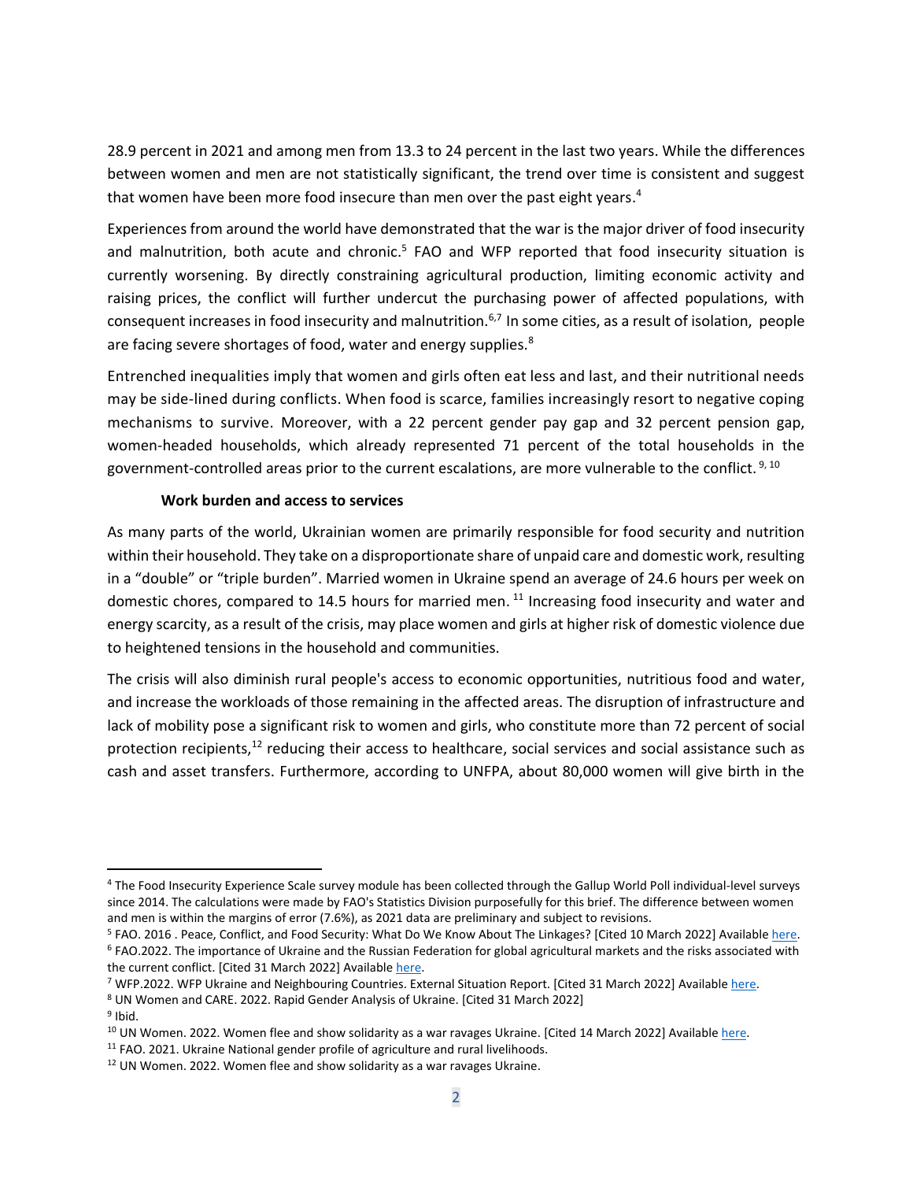28.9 percent in 2021 and among men from 13.3 to 24 percent in the last two years. While the differences between women and men are not statistically significant, the trend over time is consistent and suggest that women have been more food insecure than men over the past eight years.[4]

Experiences from around the world have demonstrated that the war is the major driver of food insecurity and malnutrition, both acute and chronic.[5] FAO and WFP reported that food insecurity situation is currently worsening. By directly constraining agricultural production, limiting economic activity and raising prices, the conflict will further undercut the purchasing power of affected populations, with consequent increases in food insecurity and malnutrition.[6,7] In some cities, as a result of isolation, people are facing severe shortages of food, water and energy supplies.[8]

Entrenched inequalities imply that women and girls often eat less and last, and their nutritional needs may be side-lined during conflicts. When food is scarce, families increasingly resort to negative coping mechanisms to survive. Moreover, with a 22 percent gender pay gap and 32 percent pension gap, women-headed households, which already represented 71 percent of the total households in the government-controlled areas prior to the current escalations, are more vulnerable to the conflict.[9, 10]

**Work burden and access to services**

As many parts of the world, Ukrainian women are primarily responsible for food security and nutrition within their household. They take on a disproportionate share of unpaid care and domestic work, resulting in a "double" or "triple burden". Married women in Ukraine spend an average of 24.6 hours per week on domestic chores, compared to 14.5 hours for married men.[11] Increasing food insecurity and water and energy scarcity, as a result of the crisis, may place women and girls at higher risk of domestic violence due to heightened tensions in the household and communities.

The crisis will also diminish rural people's access to economic opportunities, nutritious food and water, and increase the workloads of those remaining in the affected areas. The disruption of infrastructure and lack of mobility pose a significant risk to women and girls, who constitute more than 72 percent of social protection recipients,[12] reducing their access to healthcare, social services and social assistance such as cash and asset transfers. Furthermore, according to UNFPA, about 80,000 women will give birth in the

---

[4] The Food Insecurity Experience Scale survey module has been collected through the Gallup World Poll individual-level surveys since 2014. The calculations were made by FAO's Statistics Division purposefully for this brief. The difference between women and men is within the margins of error (7.6%), as 2021 data are preliminary and subject to revisions.

[5] FAO. 2016 . Peace, Conflict, and Food Security: What Do We Know About The Linkages? [Cited 10 March 2022] Available here.

[6] FAO.2022. The importance of Ukraine and the Russian Federation for global agricultural markets and the risks associated with the current conflict. [Cited 31 March 2022] Available here.

[7] WFP.2022. WFP Ukraine and Neighbouring Countries. External Situation Report. [Cited 31 March 2022] Available here.

[8] UN Women and CARE. 2022. Rapid Gender Analysis of Ukraine. [Cited 31 March 2022]

[9] Ibid.

[10] UN Women. 2022. Women flee and show solidarity as a war ravages Ukraine. [Cited 14 March 2022] Available here.

[11] FAO. 2021. Ukraine National gender profile of agriculture and rural livelihoods.

[12] UN Women. 2022. Women flee and show solidarity as a war ravages Ukraine.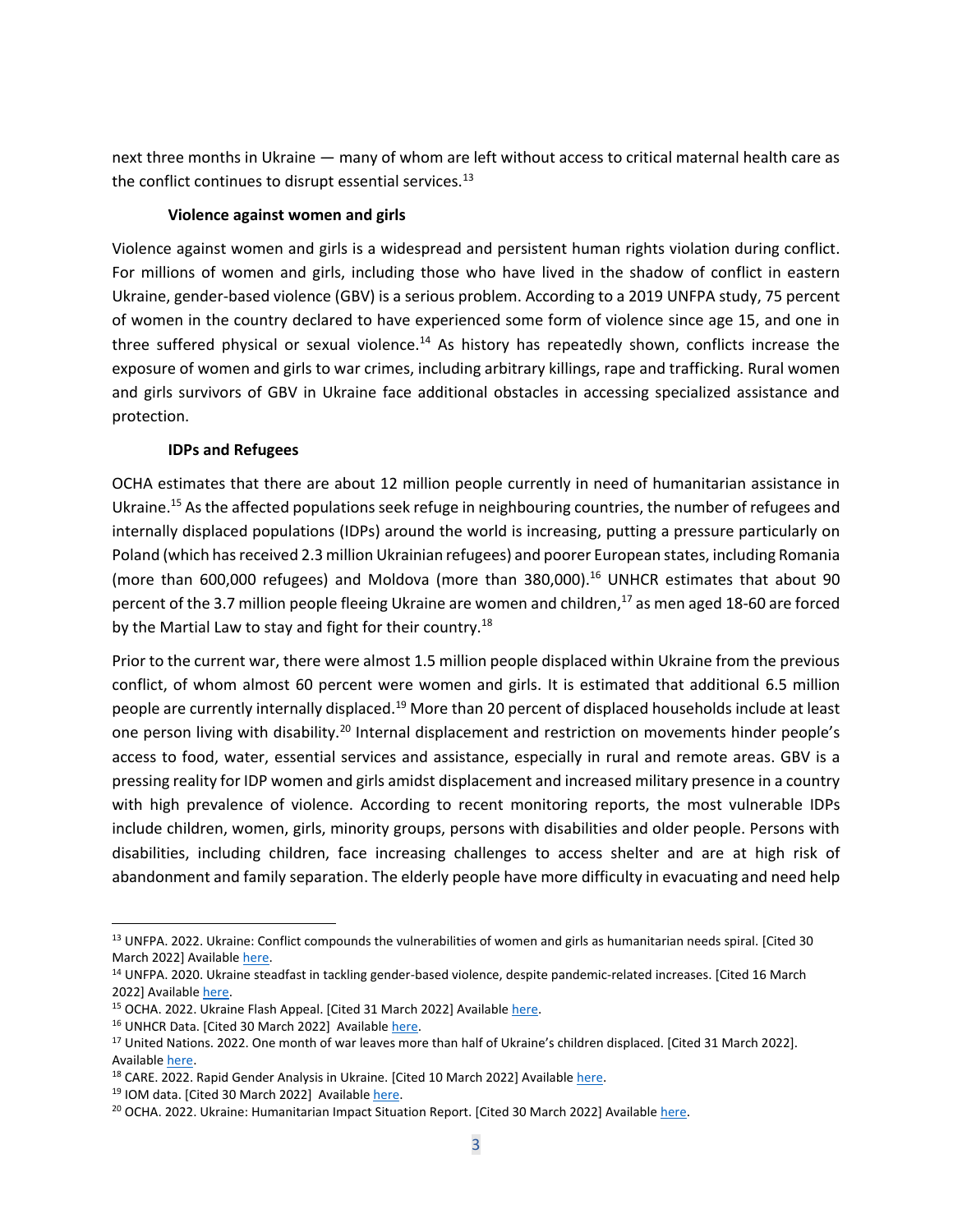next three months in Ukraine — many of whom are left without access to critical maternal health care as the conflict continues to disrupt essential services.[13]

### Violence against women and girls

Violence against women and girls is a widespread and persistent human rights violation during conflict. For millions of women and girls, including those who have lived in the shadow of conflict in eastern Ukraine, gender-based violence (GBV) is a serious problem. According to a 2019 UNFPA study, 75 percent of women in the country declared to have experienced some form of violence since age 15, and one in three suffered physical or sexual violence.[14] As history has repeatedly shown, conflicts increase the exposure of women and girls to war crimes, including arbitrary killings, rape and trafficking. Rural women and girls survivors of GBV in Ukraine face additional obstacles in accessing specialized assistance and protection.

### IDPs and Refugees

OCHA estimates that there are about 12 million people currently in need of humanitarian assistance in Ukraine.[15] As the affected populations seek refuge in neighbouring countries, the number of refugees and internally displaced populations (IDPs) around the world is increasing, putting a pressure particularly on Poland (which has received 2.3 million Ukrainian refugees) and poorer European states, including Romania (more than 600,000 refugees) and Moldova (more than 380,000).[16] UNHCR estimates that about 90 percent of the 3.7 million people fleeing Ukraine are women and children,[17] as men aged 18-60 are forced by the Martial Law to stay and fight for their country.[18]

Prior to the current war, there were almost 1.5 million people displaced within Ukraine from the previous conflict, of whom almost 60 percent were women and girls. It is estimated that additional 6.5 million people are currently internally displaced.[19] More than 20 percent of displaced households include at least one person living with disability.[20] Internal displacement and restriction on movements hinder people's access to food, water, essential services and assistance, especially in rural and remote areas. GBV is a pressing reality for IDP women and girls amidst displacement and increased military presence in a country with high prevalence of violence. According to recent monitoring reports, the most vulnerable IDPs include children, women, girls, minority groups, persons with disabilities and older people. Persons with disabilities, including children, face increasing challenges to access shelter and are at high risk of abandonment and family separation. The elderly people have more difficulty in evacuating and need help

---

[13] UNFPA. 2022. Ukraine: Conflict compounds the vulnerabilities of women and girls as humanitarian needs spiral. [Cited 30 March 2022] Available here.

[14] UNFPA. 2020. Ukraine steadfast in tackling gender-based violence, despite pandemic-related increases. [Cited 16 March 2022] Available here.

[15] OCHA. 2022. Ukraine Flash Appeal. [Cited 31 March 2022] Available here.

[16] UNHCR Data. [Cited 30 March 2022] Available here.

[17] United Nations. 2022. One month of war leaves more than half of Ukraine's children displaced. [Cited 31 March 2022]. Available here.

[18] CARE. 2022. Rapid Gender Analysis in Ukraine. [Cited 10 March 2022] Available here.

[19] IOM data. [Cited 30 March 2022] Available here.

[20] OCHA. 2022. Ukraine: Humanitarian Impact Situation Report. [Cited 30 March 2022] Available here.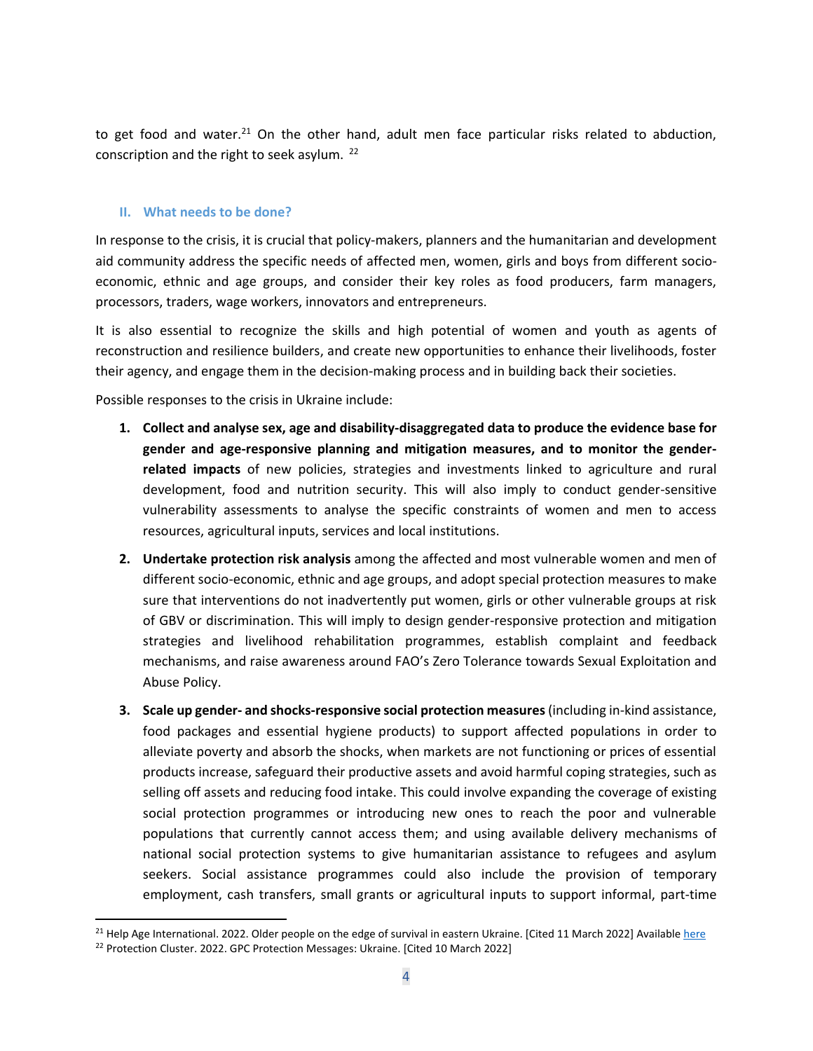to get food and water.[21] On the other hand, adult men face particular risks related to abduction, conscription and the right to seek asylum. [22]

## II. What needs to be done?

In response to the crisis, it is crucial that policy-makers, planners and the humanitarian and development aid community address the specific needs of affected men, women, girls and boys from different socio-economic, ethnic and age groups, and consider their key roles as food producers, farm managers, processors, traders, wage workers, innovators and entrepreneurs.

It is also essential to recognize the skills and high potential of women and youth as agents of reconstruction and resilience builders, and create new opportunities to enhance their livelihoods, foster their agency, and engage them in the decision-making process and in building back their societies.

Possible responses to the crisis in Ukraine include:

1. **Collect and analyse sex, age and disability-disaggregated data to produce the evidence base for gender and age-responsive planning and mitigation measures, and to monitor the gender-related impacts** of new policies, strategies and investments linked to agriculture and rural development, food and nutrition security. This will also imply to conduct gender-sensitive vulnerability assessments to analyse the specific constraints of women and men to access resources, agricultural inputs, services and local institutions.
2. **Undertake protection risk analysis** among the affected and most vulnerable women and men of different socio-economic, ethnic and age groups, and adopt special protection measures to make sure that interventions do not inadvertently put women, girls or other vulnerable groups at risk of GBV or discrimination. This will imply to design gender-responsive protection and mitigation strategies and livelihood rehabilitation programmes, establish complaint and feedback mechanisms, and raise awareness around FAO's Zero Tolerance towards Sexual Exploitation and Abuse Policy.
3. **Scale up gender- and shocks-responsive social protection measures** (including in-kind assistance, food packages and essential hygiene products) to support affected populations in order to alleviate poverty and absorb the shocks, when markets are not functioning or prices of essential products increase, safeguard their productive assets and avoid harmful coping strategies, such as selling off assets and reducing food intake. This could involve expanding the coverage of existing social protection programmes or introducing new ones to reach the poor and vulnerable populations that currently cannot access them; and using available delivery mechanisms of national social protection systems to give humanitarian assistance to refugees and asylum seekers. Social assistance programmes could also include the provision of temporary employment, cash transfers, small grants or agricultural inputs to support informal, part-time

---

[21] Help Age International. 2022. Older people on the edge of survival in eastern Ukraine. [Cited 11 March 2022] Available here

[22] Protection Cluster. 2022. GPC Protection Messages: Ukraine. [Cited 10 March 2022]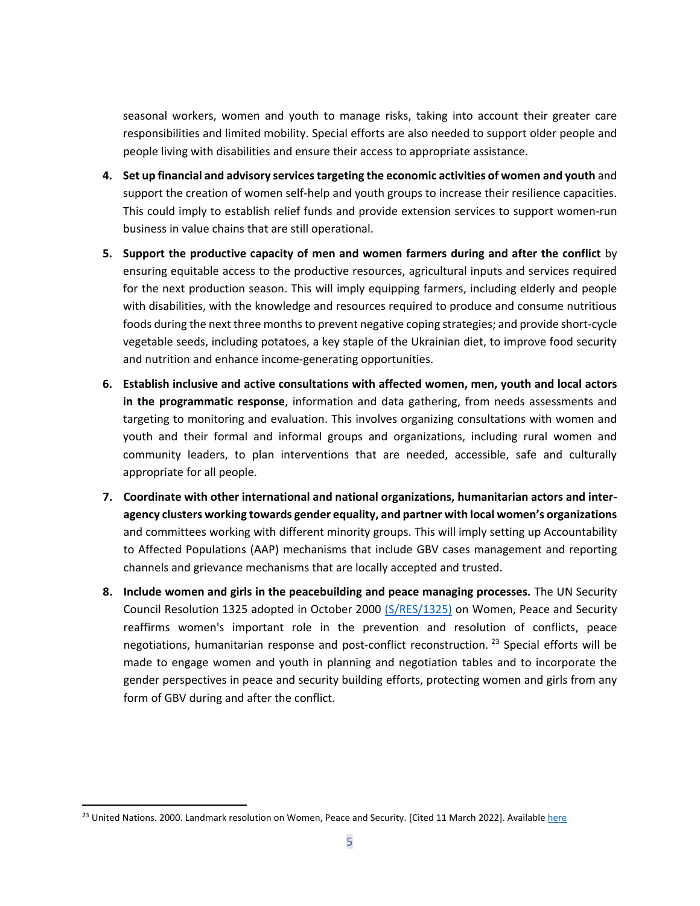seasonal workers, women and youth to manage risks, taking into account their greater care responsibilities and limited mobility. Special efforts are also needed to support older people and people living with disabilities and ensure their access to appropriate assistance.

4. **Set up financial and advisory services targeting the economic activities of women and youth** and support the creation of women self-help and youth groups to increase their resilience capacities. This could imply to establish relief funds and provide extension services to support women-run business in value chains that are still operational.

5. **Support the productive capacity of men and women farmers during and after the conflict** by ensuring equitable access to the productive resources, agricultural inputs and services required for the next production season. This will imply equipping farmers, including elderly and people with disabilities, with the knowledge and resources required to produce and consume nutritious foods during the next three months to prevent negative coping strategies; and provide short-cycle vegetable seeds, including potatoes, a key staple of the Ukrainian diet, to improve food security and nutrition and enhance income-generating opportunities.

6. **Establish inclusive and active consultations with affected women, men, youth and local actors in the programmatic response**, information and data gathering, from needs assessments and targeting to monitoring and evaluation. This involves organizing consultations with women and youth and their formal and informal groups and organizations, including rural women and community leaders, to plan interventions that are needed, accessible, safe and culturally appropriate for all people.

7. **Coordinate with other international and national organizations, humanitarian actors and inter-agency clusters working towards gender equality, and partner with local women's organizations** and committees working with different minority groups. This will imply setting up Accountability to Affected Populations (AAP) mechanisms that include GBV cases management and reporting channels and grievance mechanisms that are locally accepted and trusted.

8. **Include women and girls in the peacebuilding and peace managing processes.** The UN Security Council Resolution 1325 adopted in October 2000 (S/RES/1325) on Women, Peace and Security reaffirms women's important role in the prevention and resolution of conflicts, peace negotiations, humanitarian response and post-conflict reconstruction. [23] Special efforts will be made to engage women and youth in planning and negotiation tables and to incorporate the gender perspectives in peace and security building efforts, protecting women and girls from any form of GBV during and after the conflict.

[23] United Nations. 2000. Landmark resolution on Women, Peace and Security. [Cited 11 March 2022]. Available here